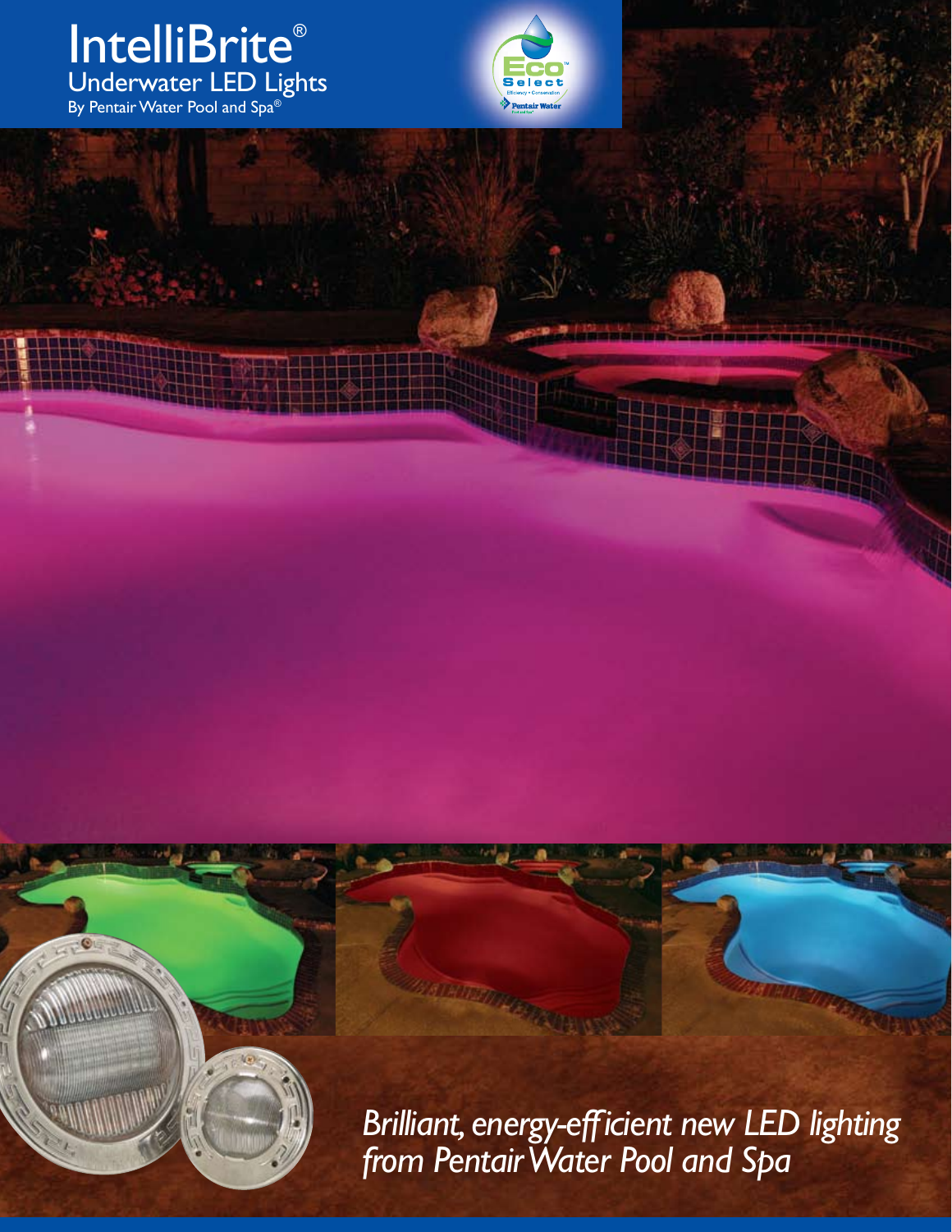# IntelliBrite®

## Underwater LED Lights

By Pentair Water Pool and Spa®

*Brilliant, energy-efficient new LED lighting from Pentair Water Pool and Spa*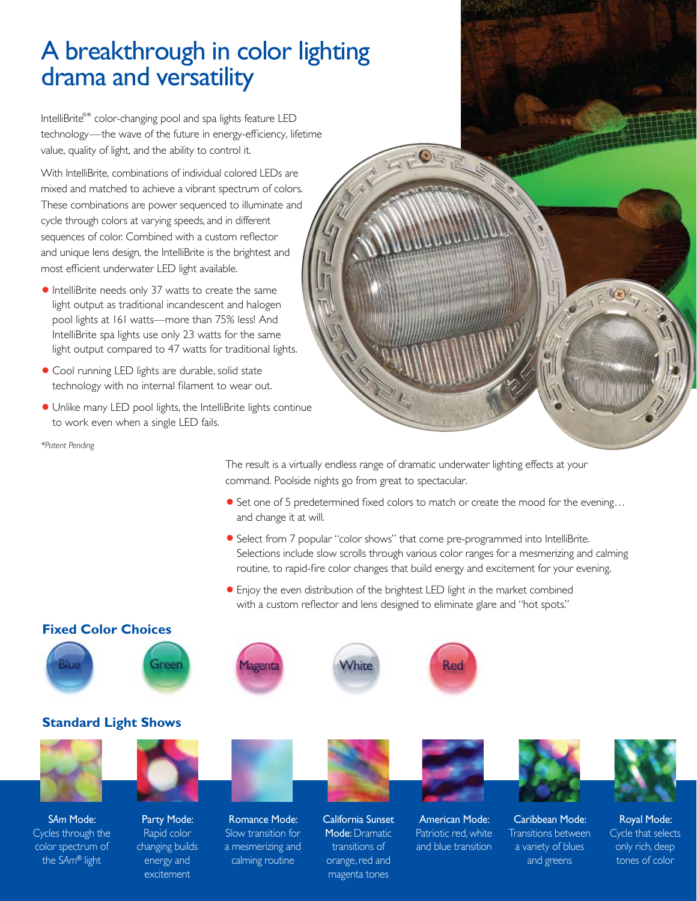# A breakthrough in color lighting drama and versatility

IntelliBrite®* color-changing pool and spa lights feature LED technology—the wave of the future in energy-efficiency, lifetime value, quality of light, and the ability to control it.

With IntelliBrite, combinations of individual colored LEDs are mixed and matched to achieve a vibrant spectrum of colors. These combinations are power sequenced to illuminate and cycle through colors at varying speeds, and in different sequences of color. Combined with a custom reflector and unique lens design, the IntelliBrite is the brightest and most efficient underwater LED light available.

- IntelliBrite needs only 37 watts to create the same light output as traditional incandescent and halogen pool lights at 161 watts—more than 75% less! And IntelliBrite spa lights use only 23 watts for the same light output compared to 47 watts for traditional lights.
- Cool running LED lights are durable, solid state technology with no internal filament to wear out.
- Unlike many LED pool lights, the IntelliBrite lights continue to work even when a single LED fails.

*\*Patent Pending*

The result is a virtually endless range of dramatic underwater lighting effects at your command. Poolside nights go from great to spectacular.

- Set one of 5 predetermined fixed colors to match or create the mood for the evening… and change it at will.
- Select from 7 popular "color shows" that come pre-programmed into IntelliBrite. Selections include slow scrolls through various color ranges for a mesmerizing and calming routine, to rapid-fire color changes that build energy and excitement for your evening.
- Enjoy the even distribution of the brightest LED light in the market combined with a custom reflector and lens designed to eliminate glare and "hot spots."

## Fixed Color Choices

Blue · Green · Magenta · White · Red

## Standard Light Shows

**SAm Mode:** Cycles through the color spectrum of the SAm® light

**Party Mode:** Rapid color changing builds energy and excitement

**Romance Mode:** Slow transition for a mesmerizing and calming routine

**California Sunset Mode:** Dramatic transitions of orange, red and magenta tones

**American Mode:** Patriotic red, white and blue transition

**Caribbean Mode:** Transitions between a variety of blues and greens

**Royal Mode:** Cycle that selects only rich, deep tones of color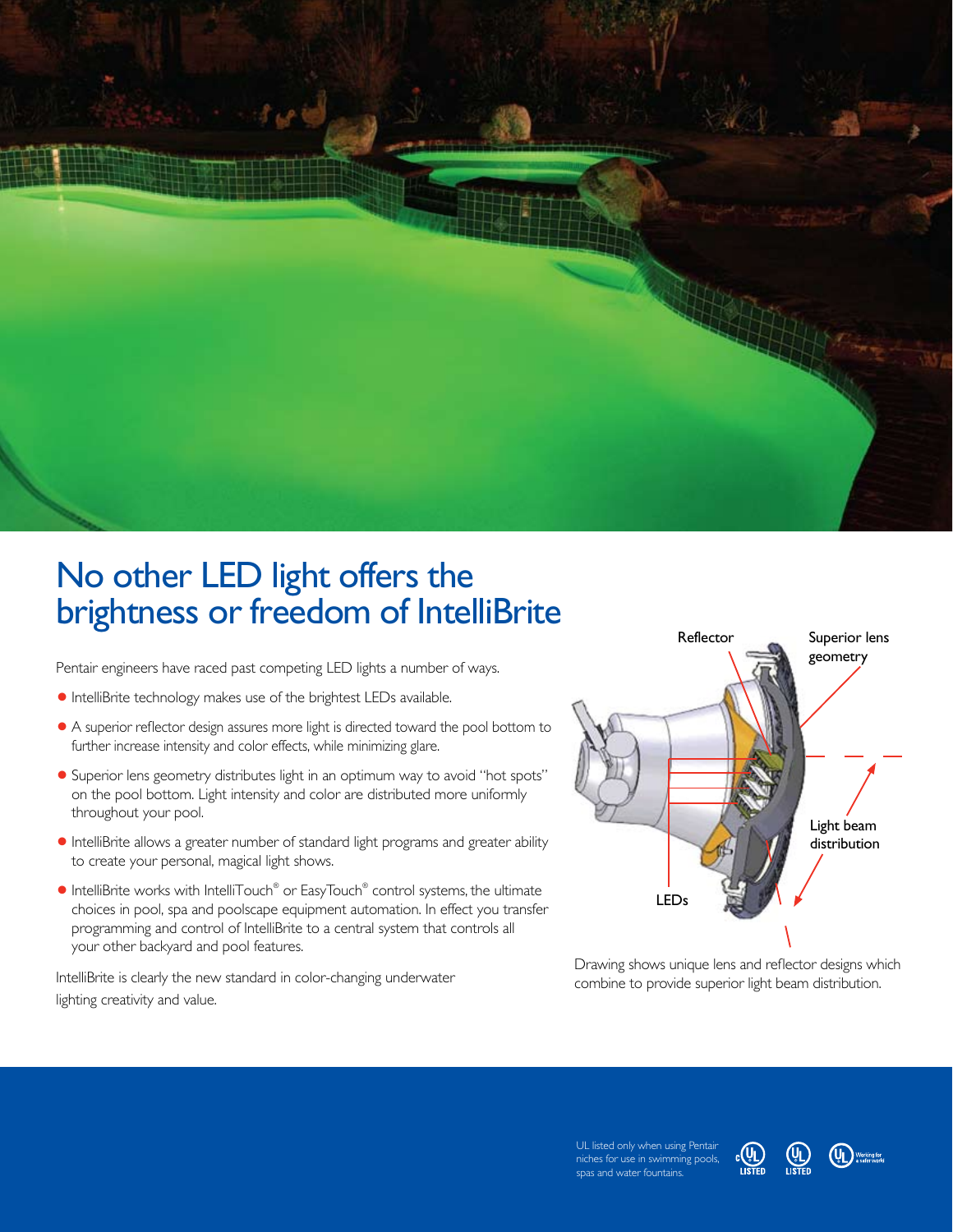# No other LED light offers the brightness or freedom of IntelliBrite

Pentair engineers have raced past competing LED lights a number of ways.

- IntelliBrite technology makes use of the brightest LEDs available.
- A superior reflector design assures more light is directed toward the pool bottom to further increase intensity and color effects, while minimizing glare.
- Superior lens geometry distributes light in an optimum way to avoid "hot spots" on the pool bottom. Light intensity and color are distributed more uniformly throughout your pool.
- IntelliBrite allows a greater number of standard light programs and greater ability to create your personal, magical light shows.
- IntelliBrite works with IntelliTouch® or EasyTouch® control systems, the ultimate choices in pool, spa and poolscape equipment automation. In effect you transfer programming and control of IntelliBrite to a central system that controls all your other backyard and pool features.

IntelliBrite is clearly the new standard in color-changing underwater lighting creativity and value.

Reflector

Superior lens geometry

Light beam distribution

LEDs

Drawing shows unique lens and reflector designs which combine to provide superior light beam distribution.

UL listed only when using Pentair niches for use in swimming pools, spas and water fountains.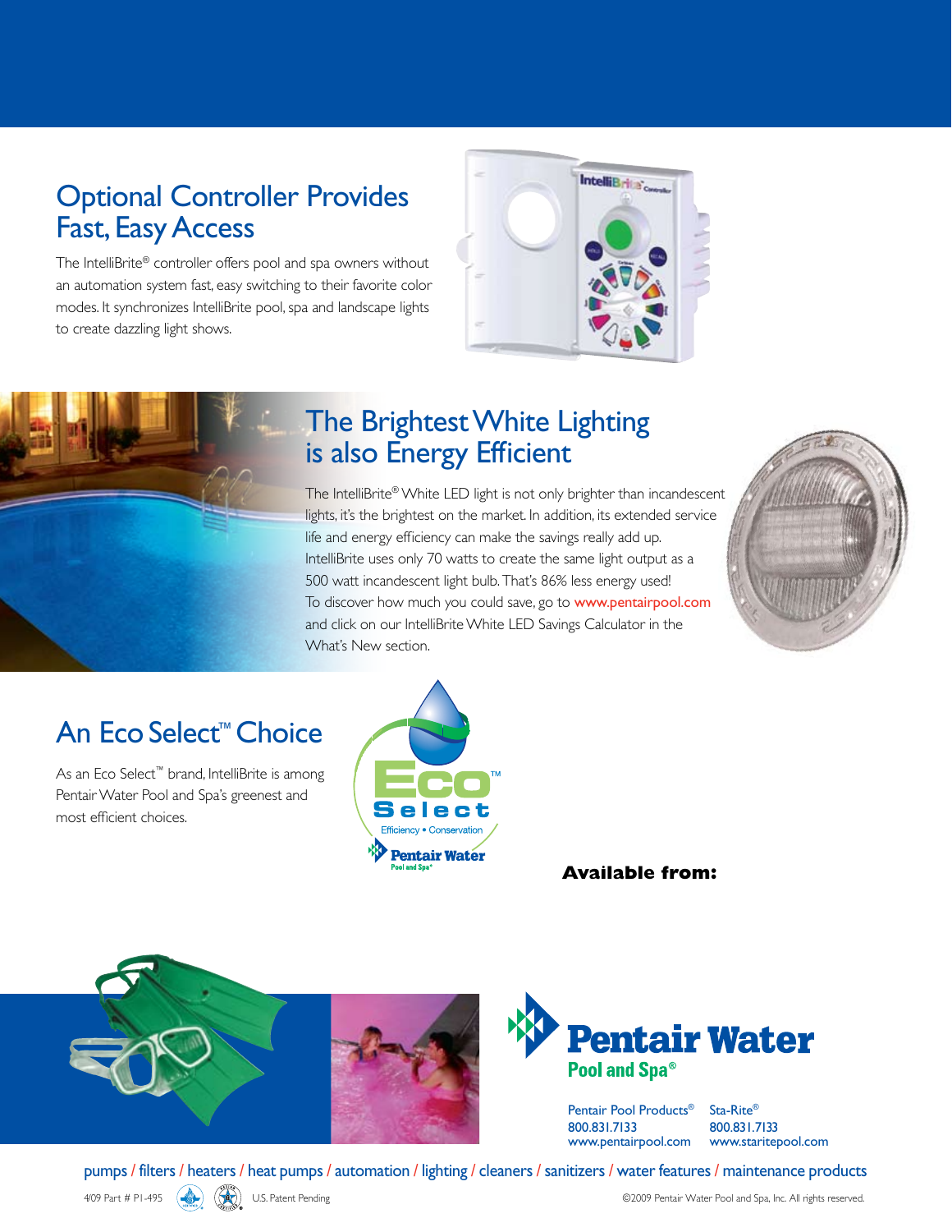## Optional Controller Provides Fast, Easy Access

The IntelliBrite® controller offers pool and spa owners without an automation system fast, easy switching to their favorite color modes. It synchronizes IntelliBrite pool, spa and landscape lights to create dazzling light shows.

## The Brightest White Lighting is also Energy Efficient

The IntelliBrite® White LED light is not only brighter than incandescent lights, it's the brightest on the market. In addition, its extended service life and energy efficiency can make the savings really add up. IntelliBrite uses only 70 watts to create the same light output as a 500 watt incandescent light bulb. That's 86% less energy used! To discover how much you could save, go to www.pentairpool.com and click on our IntelliBrite White LED Savings Calculator in the What's New section.

## An Eco Select™ Choice

As an Eco Select™ brand, IntelliBrite is among Pentair Water Pool and Spa's greenest and most efficient choices.

Eco Select™
Efficiency • Conservation
Pentair Water Pool and Spa®

**Available from:**

**Pentair Water**
**Pool and Spa®**

Pentair Pool Products®
800.831.7133
www.pentairpool.com

Sta-Rite®
800.831.7133
www.staritepool.com

pumps / filters / heaters / heat pumps / automation / lighting / cleaners / sanitizers / water features / maintenance products

4/09 Part # P1-495 U.S. Patent Pending ©2009 Pentair Water Pool and Spa, Inc. All rights reserved.